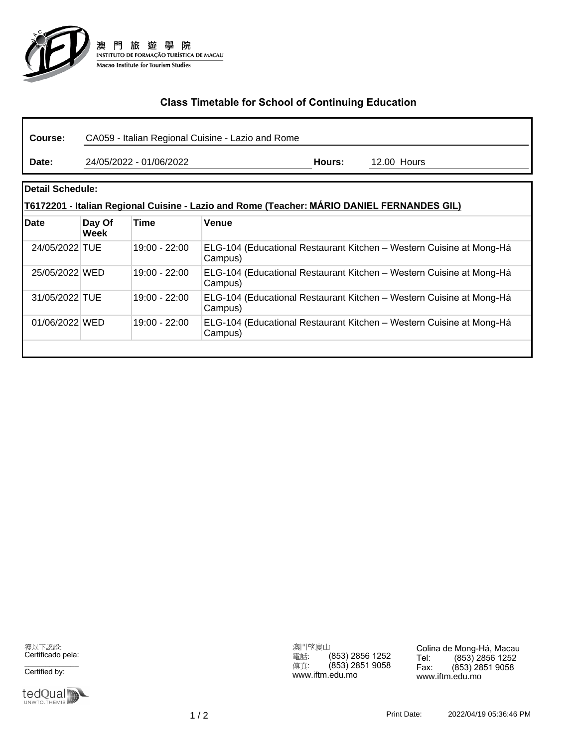澳 門 旅 遊 學 院
INSTITUTO DE FORMAÇÃO TURÍSTICA DE MACAU
Macao Institute for Tourism Studies

# Class Timetable for School of Continuing Education

| | | | |
|---|---|---|---|
| **Course:** | CA059 - Italian Regional Cuisine - Lazio and Rome | | |
| **Date:** | 24/05/2022 - 01/06/2022 | **Hours:** | 12.00 Hours |

**Detail Schedule:**

**T6172201 - Italian Regional Cuisine - Lazio and Rome (Teacher: MÁRIO DANIEL FERNANDES GIL)**

| Date | Day Of Week | Time | Venue |
|---|---|---|---|
| 24/05/2022 | TUE | 19:00 - 22:00 | ELG-104 (Educational Restaurant Kitchen – Western Cuisine at Mong-Há Campus) |
| 25/05/2022 | WED | 19:00 - 22:00 | ELG-104 (Educational Restaurant Kitchen – Western Cuisine at Mong-Há Campus) |
| 31/05/2022 | TUE | 19:00 - 22:00 | ELG-104 (Educational Restaurant Kitchen – Western Cuisine at Mong-Há Campus) |
| 01/06/2022 | WED | 19:00 - 22:00 | ELG-104 (Educational Restaurant Kitchen – Western Cuisine at Mong-Há Campus) |

獲以下認證:
Certificado pela:
Certified by:

tedQual UNWTO.THEMIS

澳門望廈山
電話: (853) 2856 1252
傳真: (853) 2851 9058
www.iftm.edu.mo

Colina de Mong-Há, Macau
Tel: (853) 2856 1252
Fax: (853) 2851 9058
www.iftm.edu.mo

Print Date: 2022/04/19 05:36:46 PM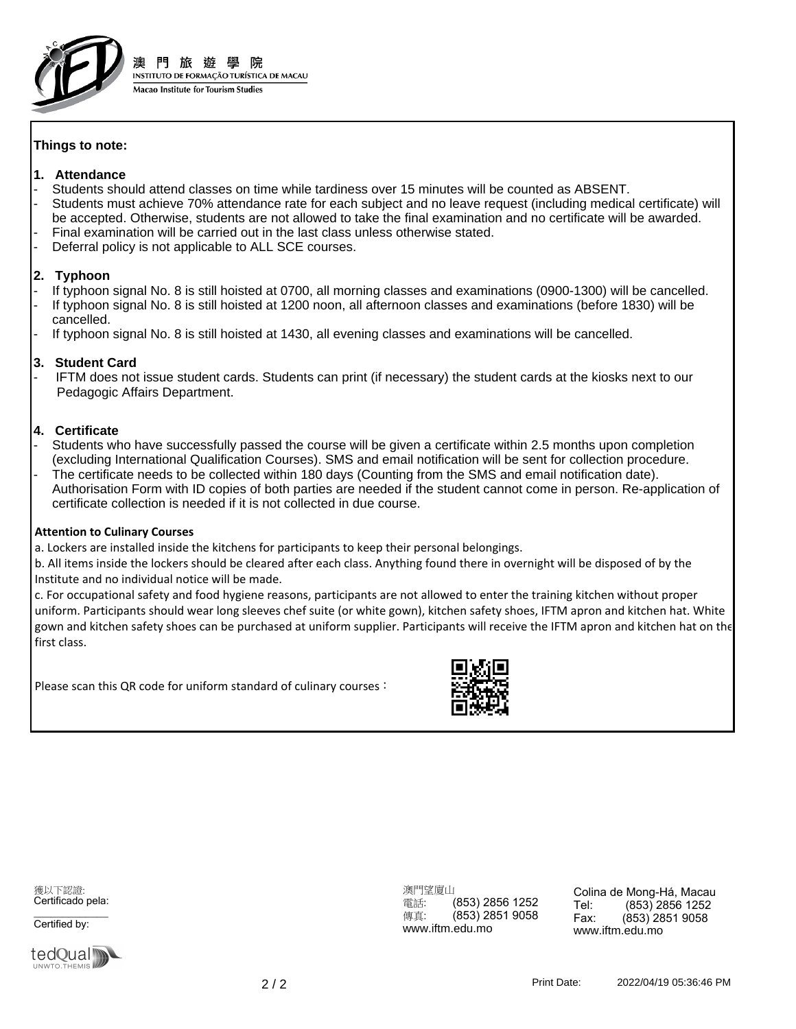澳門旅遊學院
INSTITUTO DE FORMAÇÃO TURÍSTICA DE MACAU
Macao Institute for Tourism Studies

**Things to note:**

**1. Attendance**

- Students should attend classes on time while tardiness over 15 minutes will be counted as ABSENT.
- Students must achieve 70% attendance rate for each subject and no leave request (including medical certificate) will be accepted. Otherwise, students are not allowed to take the final examination and no certificate will be awarded.
- Final examination will be carried out in the last class unless otherwise stated.
- Deferral policy is not applicable to ALL SCE courses.

**2. Typhoon**

- If typhoon signal No. 8 is still hoisted at 0700, all morning classes and examinations (0900-1300) will be cancelled.
- If typhoon signal No. 8 is still hoisted at 1200 noon, all afternoon classes and examinations (before 1830) will be cancelled.
- If typhoon signal No. 8 is still hoisted at 1430, all evening classes and examinations will be cancelled.

**3. Student Card**

- IFTM does not issue student cards. Students can print (if necessary) the student cards at the kiosks next to our Pedagogic Affairs Department.

**4. Certificate**

- Students who have successfully passed the course will be given a certificate within 2.5 months upon completion (excluding International Qualification Courses). SMS and email notification will be sent for collection procedure.
- The certificate needs to be collected within 180 days (Counting from the SMS and email notification date). Authorisation Form with ID copies of both parties are needed if the student cannot come in person. Re-application of certificate collection is needed if it is not collected in due course.

**Attention to Culinary Courses**

a. Lockers are installed inside the kitchens for participants to keep their personal belongings.

b. All items inside the lockers should be cleared after each class. Anything found there in overnight will be disposed of by the Institute and no individual notice will be made.

c. For occupational safety and food hygiene reasons, participants are not allowed to enter the training kitchen without proper uniform. Participants should wear long sleeves chef suite (or white gown), kitchen safety shoes, IFTM apron and kitchen hat. White gown and kitchen safety shoes can be purchased at uniform supplier. Participants will receive the IFTM apron and kitchen hat on the first class.

Please scan this QR code for uniform standard of culinary courses：

獲以下認證:
Certificado pela:
Certified by:

tedQual
UNWTO.THEMIS

澳門望廈山
電話: (853) 2856 1252
傳真: (853) 2851 9058
www.iftm.edu.mo

Colina de Mong-Há, Macau
Tel: (853) 2856 1252
Fax: (853) 2851 9058
www.iftm.edu.mo

Print Date: 2022/04/19 05:36:46 PM